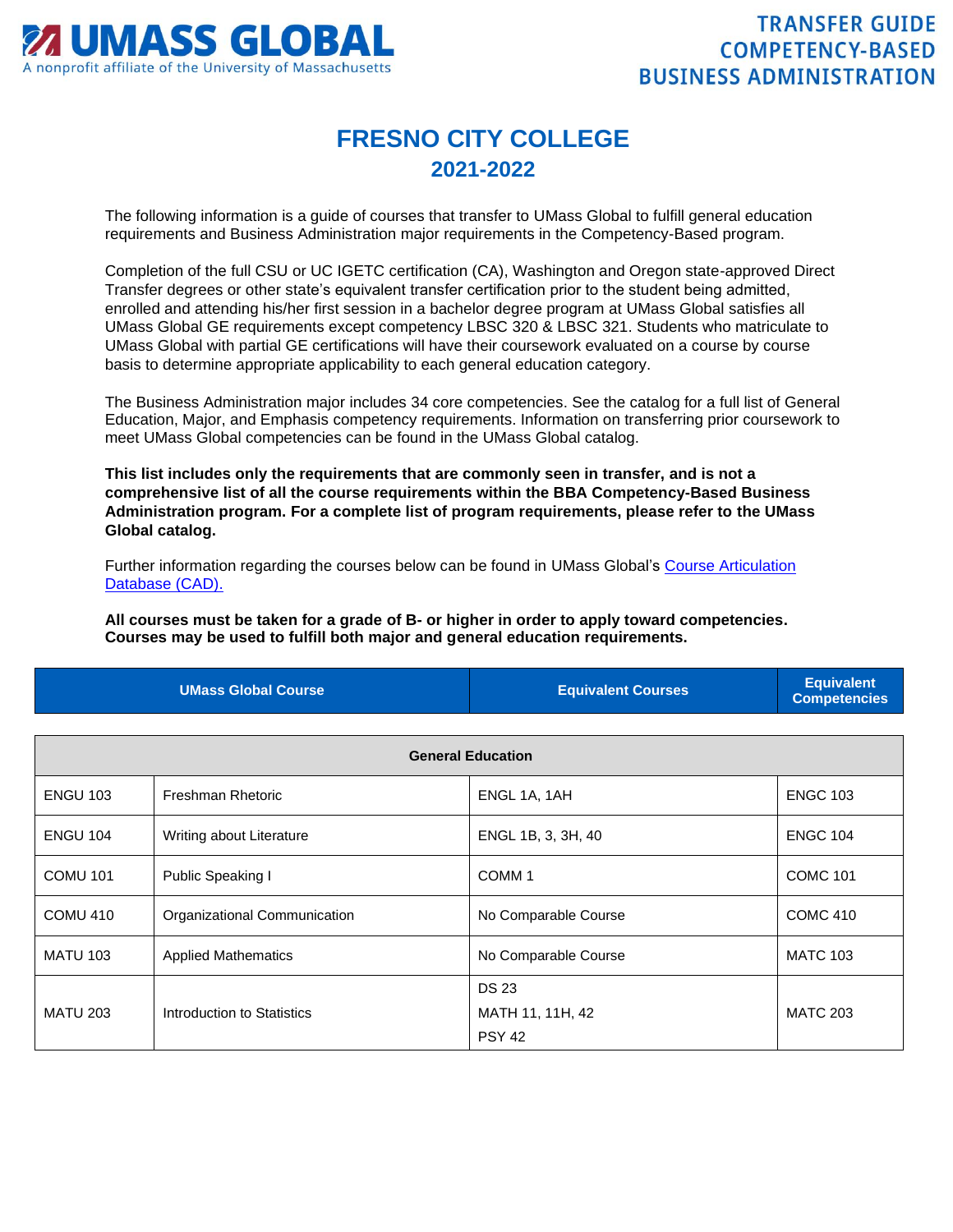UMASS GLOBAL
A nonprofit affiliate of the University of Massachusetts

TRANSFER GUIDE
COMPETENCY-BASED
BUSINESS ADMINISTRATION

# FRESNO CITY COLLEGE
## 2021-2022

The following information is a guide of courses that transfer to UMass Global to fulfill general education requirements and Business Administration major requirements in the Competency-Based program.

Completion of the full CSU or UC IGETC certification (CA), Washington and Oregon state-approved Direct Transfer degrees or other state's equivalent transfer certification prior to the student being admitted, enrolled and attending his/her first session in a bachelor degree program at UMass Global satisfies all UMass Global GE requirements except competency LBSC 320 & LBSC 321. Students who matriculate to UMass Global with partial GE certifications will have their coursework evaluated on a course by course basis to determine appropriate applicability to each general education category.

The Business Administration major includes 34 core competencies. See the catalog for a full list of General Education, Major, and Emphasis competency requirements. Information on transferring prior coursework to meet UMass Global competencies can be found in the UMass Global catalog.

**This list includes only the requirements that are commonly seen in transfer, and is not a comprehensive list of all the course requirements within the BBA Competency-Based Business Administration program. For a complete list of program requirements, please refer to the UMass Global catalog.**

Further information regarding the courses below can be found in UMass Global's [Course Articulation Database (CAD).]

**All courses must be taken for a grade of B- or higher in order to apply toward competencies. Courses may be used to fulfill both major and general education requirements.**

| UMass Global Course | | Equivalent Courses | Equivalent Competencies |
|---|---|---|---|
| **General Education** | | | |
| ENGU 103 | Freshman Rhetoric | ENGL 1A, 1AH | ENGC 103 |
| ENGU 104 | Writing about Literature | ENGL 1B, 3, 3H, 40 | ENGC 104 |
| COMU 101 | Public Speaking I | COMM 1 | COMC 101 |
| COMU 410 | Organizational Communication | No Comparable Course | COMC 410 |
| MATU 103 | Applied Mathematics | No Comparable Course | MATC 103 |
| MATU 203 | Introduction to Statistics | DS 23<br>MATH 11, 11H, 42<br>PSY 42 | MATC 203 |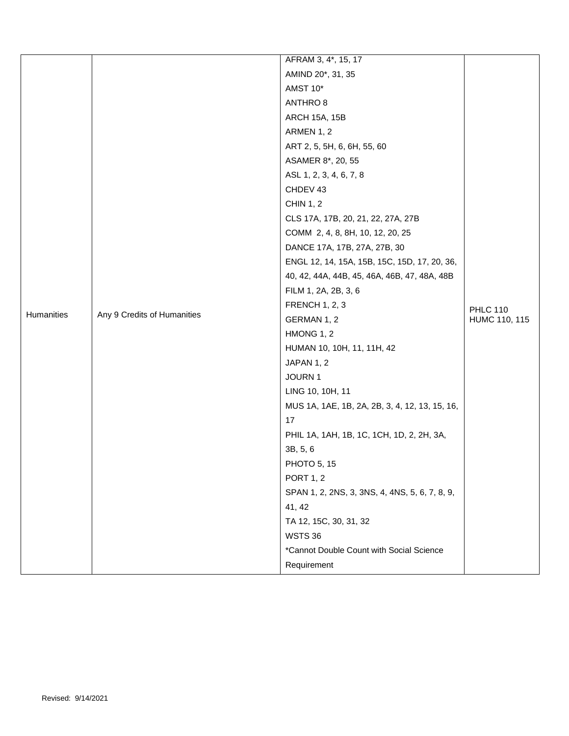| | | | |
|---|---|---|---|
| Humanities | Any 9 Credits of Humanities | AFRAM 3, 4*, 15, 17<br>AMIND 20*, 31, 35<br>AMST 10*<br>ANTHRO 8<br>ARCH 15A, 15B<br>ARMEN 1, 2<br>ART 2, 5, 5H, 6, 6H, 55, 60<br>ASAMER 8*, 20, 55<br>ASL 1, 2, 3, 4, 6, 7, 8<br>CHDEV 43<br>CHIN 1, 2<br>CLS 17A, 17B, 20, 21, 22, 27A, 27B<br>COMM 2, 4, 8, 8H, 10, 12, 20, 25<br>DANCE 17A, 17B, 27A, 27B, 30<br>ENGL 12, 14, 15A, 15B, 15C, 15D, 17, 20, 36, 40, 42, 44A, 44B, 45, 46A, 46B, 47, 48A, 48B<br>FILM 1, 2A, 2B, 3, 6<br>FRENCH 1, 2, 3<br>GERMAN 1, 2<br>HMONG 1, 2<br>HUMAN 10, 10H, 11, 11H, 42<br>JAPAN 1, 2<br>JOURN 1<br>LING 10, 10H, 11<br>MUS 1A, 1AE, 1B, 2A, 2B, 3, 4, 12, 13, 15, 16, 17<br>PHIL 1A, 1AH, 1B, 1C, 1CH, 1D, 2, 2H, 3A, 3B, 5, 6<br>PHOTO 5, 15<br>PORT 1, 2<br>SPAN 1, 2, 2NS, 3, 3NS, 4, 4NS, 5, 6, 7, 8, 9, 41, 42<br>TA 12, 15C, 30, 31, 32<br>WSTS 36<br>*Cannot Double Count with Social Science Requirement | PHLC 110<br>HUMC 110, 115 |

Revised: 9/14/2021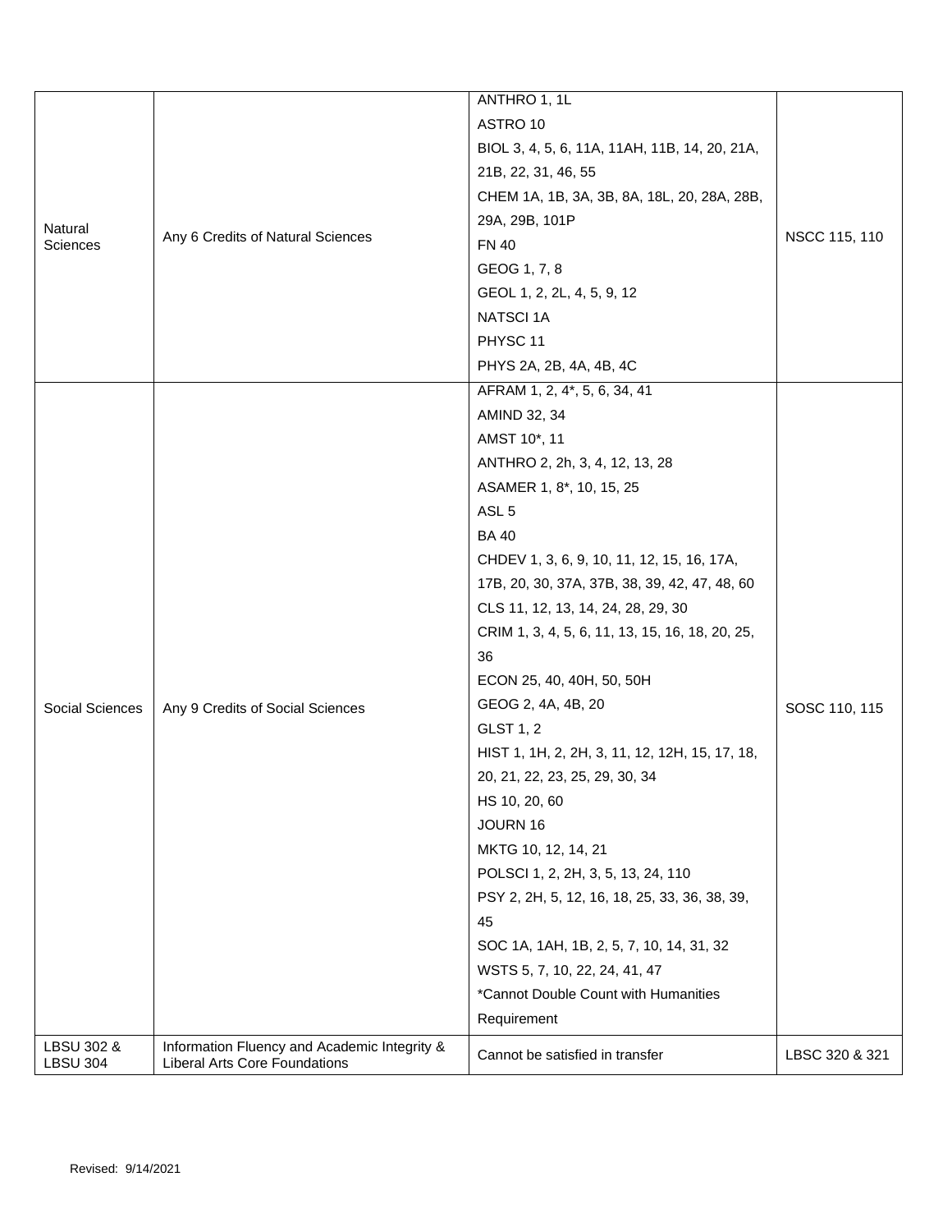| | | | |
|---|---|---|---|
| Natural Sciences | Any 6 Credits of Natural Sciences | ANTHRO 1, 1L<br>ASTRO 10<br>BIOL 3, 4, 5, 6, 11A, 11AH, 11B, 14, 20, 21A, 21B, 22, 31, 46, 55<br>CHEM 1A, 1B, 3A, 3B, 8A, 18L, 20, 28A, 28B, 29A, 29B, 101P<br>FN 40<br>GEOG 1, 7, 8<br>GEOL 1, 2, 2L, 4, 5, 9, 12<br>NATSCI 1A<br>PHYSC 11<br>PHYS 2A, 2B, 4A, 4B, 4C | NSCC 115, 110 |
| Social Sciences | Any 9 Credits of Social Sciences | AFRAM 1, 2, 4*, 5, 6, 34, 41<br>AMIND 32, 34<br>AMST 10*, 11<br>ANTHRO 2, 2h, 3, 4, 12, 13, 28<br>ASAMER 1, 8*, 10, 15, 25<br>ASL 5<br>BA 40<br>CHDEV 1, 3, 6, 9, 10, 11, 12, 15, 16, 17A, 17B, 20, 30, 37A, 37B, 38, 39, 42, 47, 48, 60<br>CLS 11, 12, 13, 14, 24, 28, 29, 30<br>CRIM 1, 3, 4, 5, 6, 11, 13, 15, 16, 18, 20, 25, 36<br>ECON 25, 40, 40H, 50, 50H<br>GEOG 2, 4A, 4B, 20<br>GLST 1, 2<br>HIST 1, 1H, 2, 2H, 3, 11, 12, 12H, 15, 17, 18, 20, 21, 22, 23, 25, 29, 30, 34<br>HS 10, 20, 60<br>JOURN 16<br>MKTG 10, 12, 14, 21<br>POLSCI 1, 2, 2H, 3, 5, 13, 24, 110<br>PSY 2, 2H, 5, 12, 16, 18, 25, 33, 36, 38, 39, 45<br>SOC 1A, 1AH, 1B, 2, 5, 7, 10, 14, 31, 32<br>WSTS 5, 7, 10, 22, 24, 41, 47<br>*Cannot Double Count with Humanities Requirement | SOSC 110, 115 |
| LBSU 302 & LBSU 304 | Information Fluency and Academic Integrity & Liberal Arts Core Foundations | Cannot be satisfied in transfer | LBSC 320 & 321 |

Revised: 9/14/2021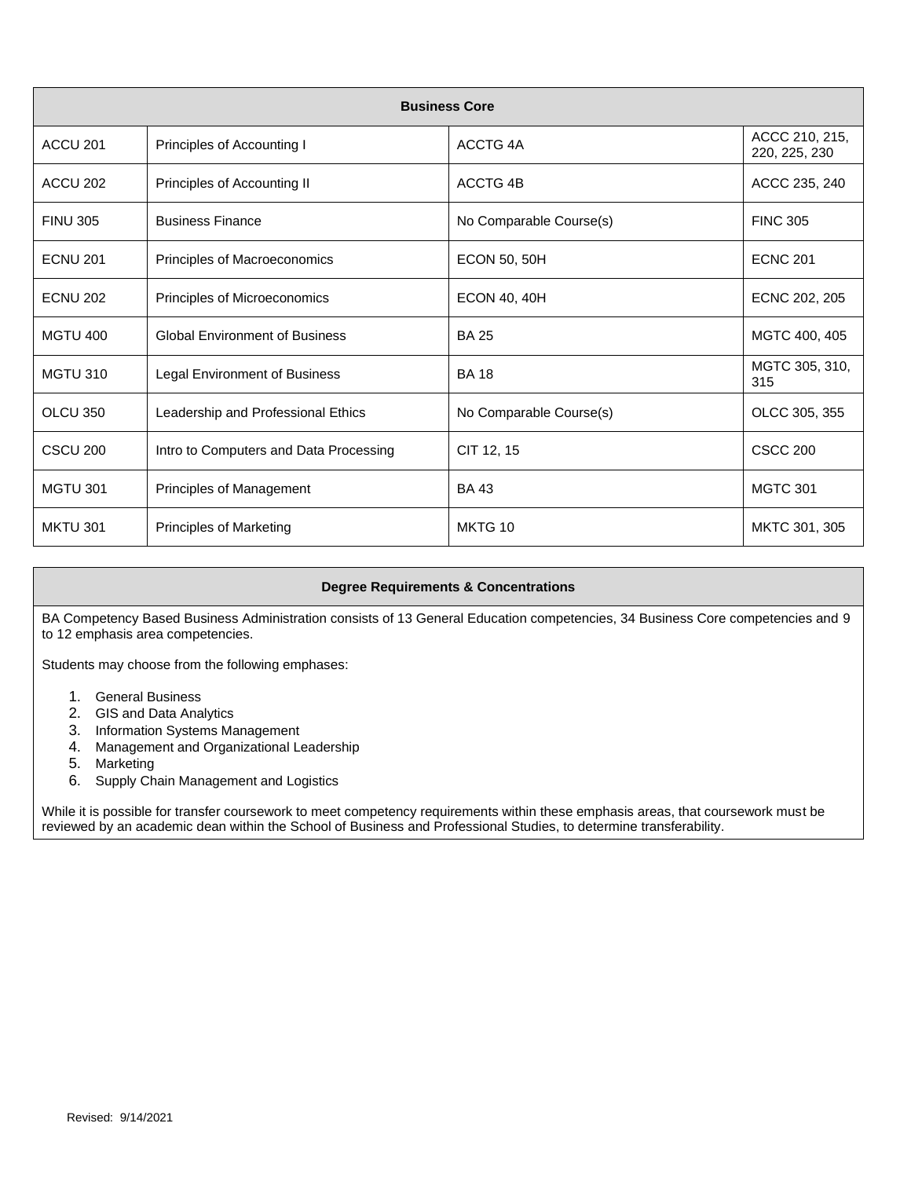| Business Core | | | |
|---|---|---|---|
| ACCU 201 | Principles of Accounting I | ACCTG 4A | ACCC 210, 215, 220, 225, 230 |
| ACCU 202 | Principles of Accounting II | ACCTG 4B | ACCC 235, 240 |
| FINU 305 | Business Finance | No Comparable Course(s) | FINC 305 |
| ECNU 201 | Principles of Macroeconomics | ECON 50, 50H | ECNC 201 |
| ECNU 202 | Principles of Microeconomics | ECON 40, 40H | ECNC 202, 205 |
| MGTU 400 | Global Environment of Business | BA 25 | MGTC 400, 405 |
| MGTU 310 | Legal Environment of Business | BA 18 | MGTC 305, 310, 315 |
| OLCU 350 | Leadership and Professional Ethics | No Comparable Course(s) | OLCC 305, 355 |
| CSCU 200 | Intro to Computers and Data Processing | CIT 12, 15 | CSCC 200 |
| MGTU 301 | Principles of Management | BA 43 | MGTC 301 |
| MKTU 301 | Principles of Marketing | MKTG 10 | MKTC 301, 305 |

**Degree Requirements & Concentrations**

BA Competency Based Business Administration consists of 13 General Education competencies, 34 Business Core competencies and 9 to 12 emphasis area competencies.

Students may choose from the following emphases:

1. General Business
2. GIS and Data Analytics
3. Information Systems Management
4. Management and Organizational Leadership
5. Marketing
6. Supply Chain Management and Logistics

While it is possible for transfer coursework to meet competency requirements within these emphasis areas, that coursework must be reviewed by an academic dean within the School of Business and Professional Studies, to determine transferability.

Revised: 9/14/2021